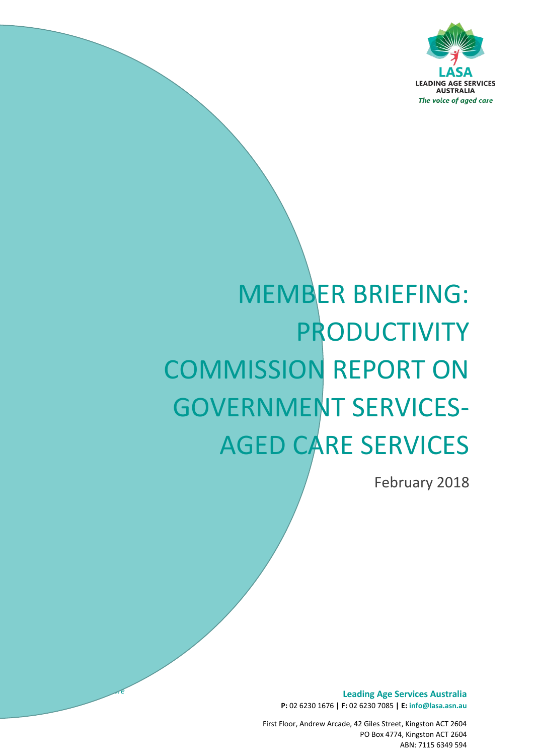LASA

LEADING AGE SERVICES AUSTRALIA

*The voice of aged care*

# MEMBER BRIEFING: PRODUCTIVITY COMMISSION REPORT ON GOVERNMENT SERVICES- AGED CARE SERVICES

February 2018

**Leading Age Services Australia**

**P:** 02 6230 1676 **|** **F:** 02 6230 7085 **|** **E:** **info@lasa.asn.au**

First Floor, Andrew Arcade, 42 Giles Street, Kingston ACT 2604
PO Box 4774, Kingston ACT 2604
ABN: 7115 6349 594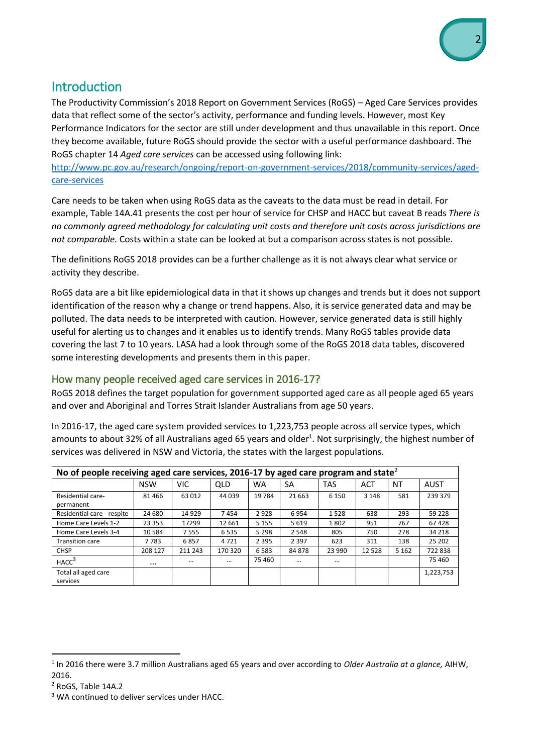## Introduction

The Productivity Commission's 2018 Report on Government Services (RoGS) – Aged Care Services provides data that reflect some of the sector's activity, performance and funding levels. However, most Key Performance Indicators for the sector are still under development and thus unavailable in this report. Once they become available, future RoGS should provide the sector with a useful performance dashboard. The RoGS chapter 14 *Aged care services* can be accessed using following link: http://www.pc.gov.au/research/ongoing/report-on-government-services/2018/community-services/aged-care-services

Care needs to be taken when using RoGS data as the caveats to the data must be read in detail. For example, Table 14A.41 presents the cost per hour of service for CHSP and HACC but caveat B reads *There is no commonly agreed methodology for calculating unit costs and therefore unit costs across jurisdictions are not comparable.* Costs within a state can be looked at but a comparison across states is not possible.

The definitions RoGS 2018 provides can be a further challenge as it is not always clear what service or activity they describe.

RoGS data are a bit like epidemiological data in that it shows up changes and trends but it does not support identification of the reason why a change or trend happens. Also, it is service generated data and may be polluted. The data needs to be interpreted with caution. However, service generated data is still highly useful for alerting us to changes and it enables us to identify trends. Many RoGS tables provide data covering the last 7 to 10 years. LASA had a look through some of the RoGS 2018 data tables, discovered some interesting developments and presents them in this paper.

### How many people received aged care services in 2016-17?

RoGS 2018 defines the target population for government supported aged care as all people aged 65 years and over and Aboriginal and Torres Strait Islander Australians from age 50 years.

In 2016-17, the aged care system provided services to 1,223,753 people across all service types, which amounts to about 32% of all Australians aged 65 years and older[1]. Not surprisingly, the highest number of services was delivered in NSW and Victoria, the states with the largest populations.

| **No of people receiving aged care services, 2016-17 by aged care program and state**[2] | | | | | | | | | |
|---|---|---|---|---|---|---|---|---|---|
| | NSW | VIC | QLD | WA | SA | TAS | ACT | NT | AUST |
| Residential care-permanent | 81 466 | 63 012 | 44 039 | 19 784 | 21 663 | 6 150 | 3 148 | 581 | 239 379 |
| Residential care - respite | 24 680 | 14 929 | 7 454 | 2 928 | 6 954 | 1 528 | 638 | 293 | 59 228 |
| Home Care Levels 1-2 | 23 353 | 17299 | 12 661 | 5 155 | 5 619 | 1 802 | 951 | 767 | 67 428 |
| Home Care Levels 3-4 | 10 584 | 7 555 | 6 535 | 5 298 | 2 548 | 805 | 750 | 278 | 34 218 |
| Transition care | 7 783 | 6 857 | 4 721 | 2 395 | 2 397 | 623 | 311 | 138 | 25 202 |
| CHSP | 208 127 | 211 243 | 170 320 | 6 583 | 84 878 | 23 990 | 12 528 | 5 162 | 722 838 |
| HACC[3] | … | … | … | 75 460 | … | … | | | 75 460 |
| Total all aged care services | | | | | | | | | 1,223,753 |

[1] In 2016 there were 3.7 million Australians aged 65 years and over according to *Older Australia at a glance,* AIHW, 2016.

[2] RoGS, Table 14A.2

[3] WA continued to deliver services under HACC.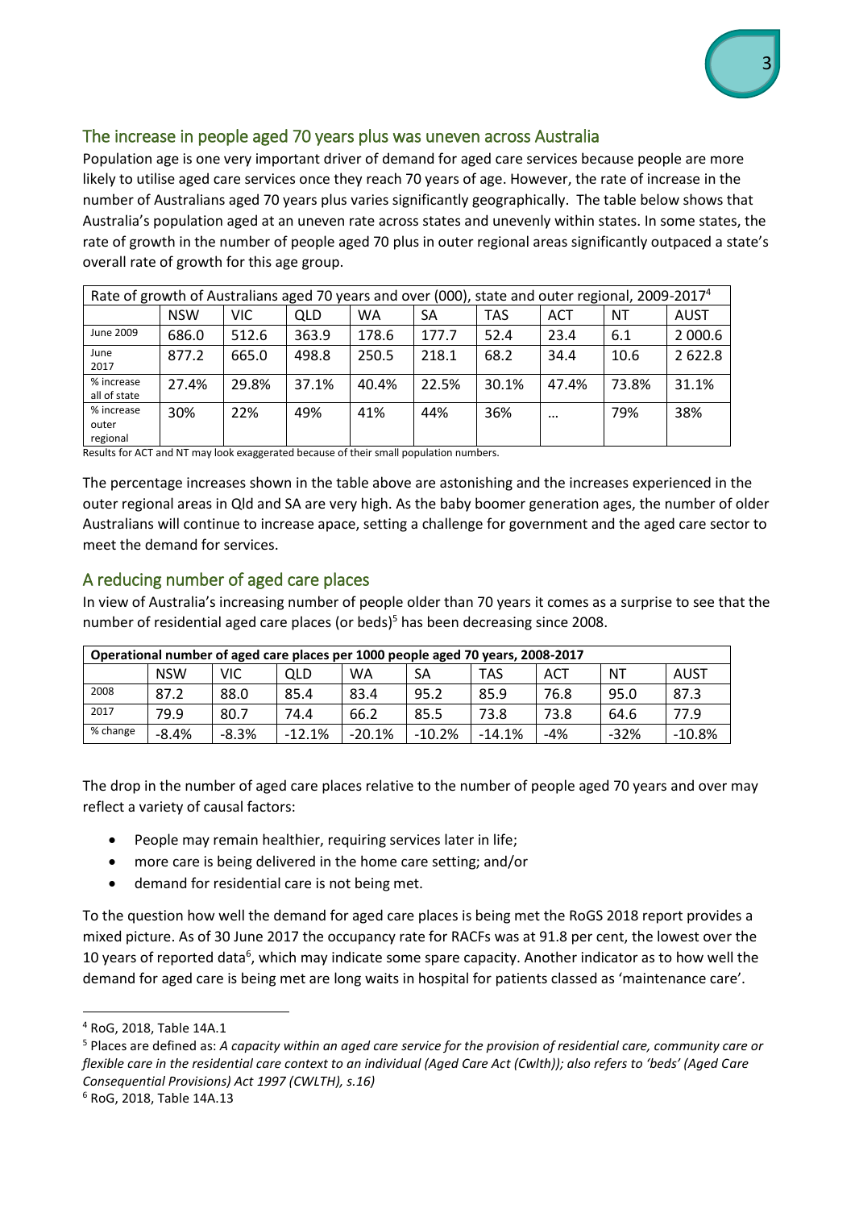## The increase in people aged 70 years plus was uneven across Australia

Population age is one very important driver of demand for aged care services because people are more likely to utilise aged care services once they reach 70 years of age. However, the rate of increase in the number of Australians aged 70 years plus varies significantly geographically. The table below shows that Australia's population aged at an uneven rate across states and unevenly within states. In some states, the rate of growth in the number of people aged 70 plus in outer regional areas significantly outpaced a state's overall rate of growth for this age group.

| Rate of growth of Australians aged 70 years and over (000), state and outer regional, 2009-2017[4] | | | | | | | | | |
|---|---|---|---|---|---|---|---|---|---|
| | NSW | VIC | QLD | WA | SA | TAS | ACT | NT | AUST |
| June 2009 | 686.0 | 512.6 | 363.9 | 178.6 | 177.7 | 52.4 | 23.4 | 6.1 | 2 000.6 |
| June 2017 | 877.2 | 665.0 | 498.8 | 250.5 | 218.1 | 68.2 | 34.4 | 10.6 | 2 622.8 |
| % increase all of state | 27.4% | 29.8% | 37.1% | 40.4% | 22.5% | 30.1% | 47.4% | 73.8% | 31.1% |
| % increase outer regional | 30% | 22% | 49% | 41% | 44% | 36% | … | 79% | 38% |

Results for ACT and NT may look exaggerated because of their small population numbers.

The percentage increases shown in the table above are astonishing and the increases experienced in the outer regional areas in Qld and SA are very high. As the baby boomer generation ages, the number of older Australians will continue to increase apace, setting a challenge for government and the aged care sector to meet the demand for services.

## A reducing number of aged care places

In view of Australia's increasing number of people older than 70 years it comes as a surprise to see that the number of residential aged care places (or beds)[5] has been decreasing since 2008.

| **Operational number of aged care places per 1000 people aged 70 years, 2008-2017** | | | | | | | | | |
|---|---|---|---|---|---|---|---|---|---|
| | NSW | VIC | QLD | WA | SA | TAS | ACT | NT | AUST |
| 2008 | 87.2 | 88.0 | 85.4 | 83.4 | 95.2 | 85.9 | 76.8 | 95.0 | 87.3 |
| 2017 | 79.9 | 80.7 | 74.4 | 66.2 | 85.5 | 73.8 | 73.8 | 64.6 | 77.9 |
| % change | -8.4% | -8.3% | -12.1% | -20.1% | -10.2% | -14.1% | -4% | -32% | -10.8% |

The drop in the number of aged care places relative to the number of people aged 70 years and over may reflect a variety of causal factors:

- People may remain healthier, requiring services later in life;
- more care is being delivered in the home care setting; and/or
- demand for residential care is not being met.

To the question how well the demand for aged care places is being met the RoGS 2018 report provides a mixed picture. As of 30 June 2017 the occupancy rate for RACFs was at 91.8 per cent, the lowest over the 10 years of reported data[6], which may indicate some spare capacity. Another indicator as to how well the demand for aged care is being met are long waits in hospital for patients classed as 'maintenance care'.

---

[4] RoG, 2018, Table 14A.1

[5] Places are defined as: *A capacity within an aged care service for the provision of residential care, community care or flexible care in the residential care context to an individual (Aged Care Act (Cwlth)); also refers to 'beds' (Aged Care Consequential Provisions) Act 1997 (CWLTH), s.16)*

[6] RoG, 2018, Table 14A.13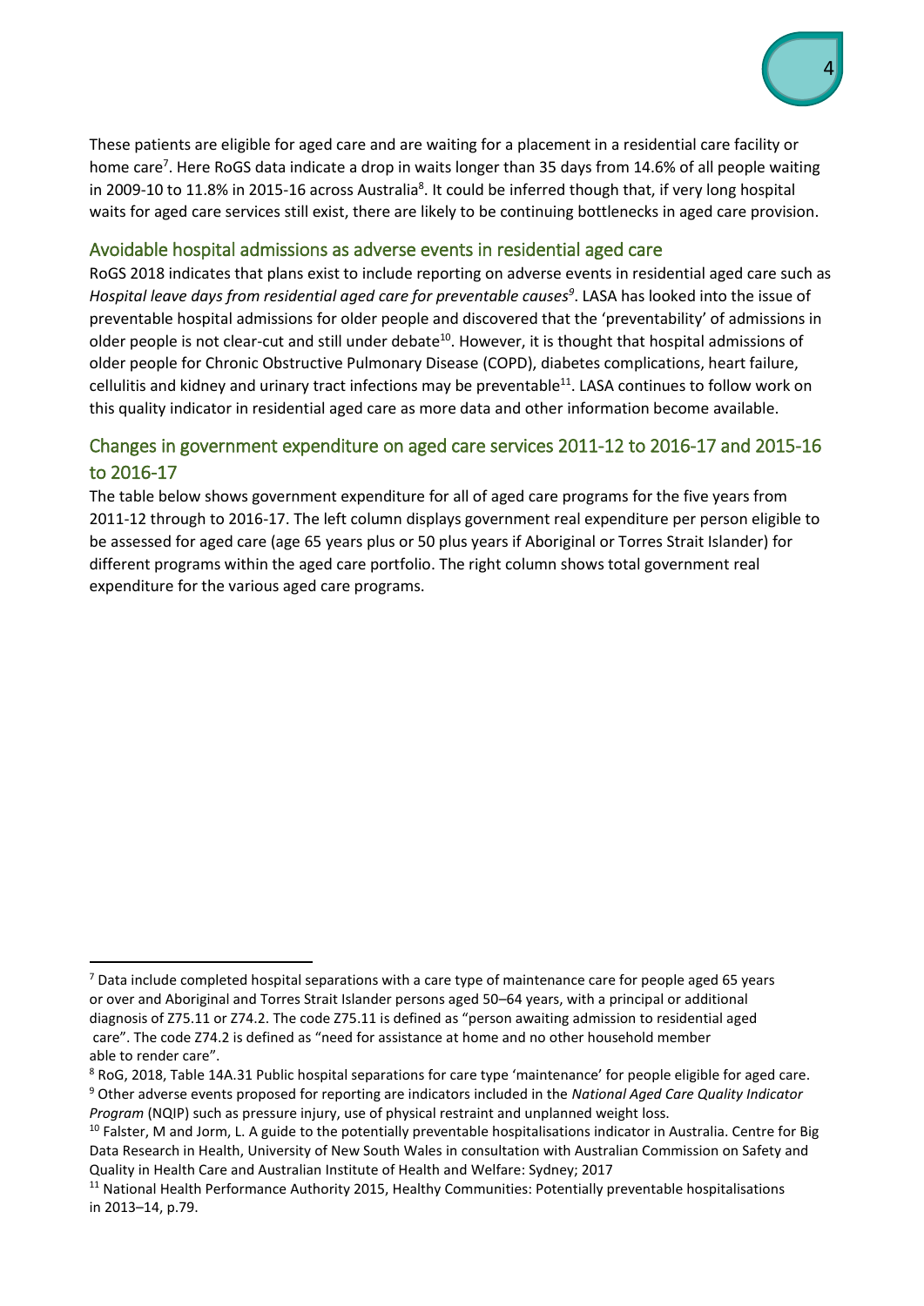These patients are eligible for aged care and are waiting for a placement in a residential care facility or home care[7]. Here RoGS data indicate a drop in waits longer than 35 days from 14.6% of all people waiting in 2009-10 to 11.8% in 2015-16 across Australia[8]. It could be inferred though that, if very long hospital waits for aged care services still exist, there are likely to be continuing bottlenecks in aged care provision.

## Avoidable hospital admissions as adverse events in residential aged care

RoGS 2018 indicates that plans exist to include reporting on adverse events in residential aged care such as *Hospital leave days from residential aged care for preventable causes*[9]. LASA has looked into the issue of preventable hospital admissions for older people and discovered that the 'preventability' of admissions in older people is not clear-cut and still under debate[10]. However, it is thought that hospital admissions of older people for Chronic Obstructive Pulmonary Disease (COPD), diabetes complications, heart failure, cellulitis and kidney and urinary tract infections may be preventable[11]. LASA continues to follow work on this quality indicator in residential aged care as more data and other information become available.

## Changes in government expenditure on aged care services 2011-12 to 2016-17 and 2015-16 to 2016-17

The table below shows government expenditure for all of aged care programs for the five years from 2011-12 through to 2016-17. The left column displays government real expenditure per person eligible to be assessed for aged care (age 65 years plus or 50 plus years if Aboriginal or Torres Strait Islander) for different programs within the aged care portfolio. The right column shows total government real expenditure for the various aged care programs.

---

[7] Data include completed hospital separations with a care type of maintenance care for people aged 65 years or over and Aboriginal and Torres Strait Islander persons aged 50–64 years, with a principal or additional diagnosis of Z75.11 or Z74.2. The code Z75.11 is defined as "person awaiting admission to residential aged care". The code Z74.2 is defined as "need for assistance at home and no other household member able to render care".

[8] RoG, 2018, Table 14A.31 Public hospital separations for care type 'maintenance' for people eligible for aged care.

[9] Other adverse events proposed for reporting are indicators included in the *National Aged Care Quality Indicator Program* (NQIP) such as pressure injury, use of physical restraint and unplanned weight loss.

[10] Falster, M and Jorm, L. A guide to the potentially preventable hospitalisations indicator in Australia. Centre for Big Data Research in Health, University of New South Wales in consultation with Australian Commission on Safety and Quality in Health Care and Australian Institute of Health and Welfare: Sydney; 2017

[11] National Health Performance Authority 2015, Healthy Communities: Potentially preventable hospitalisations in 2013–14, p.79.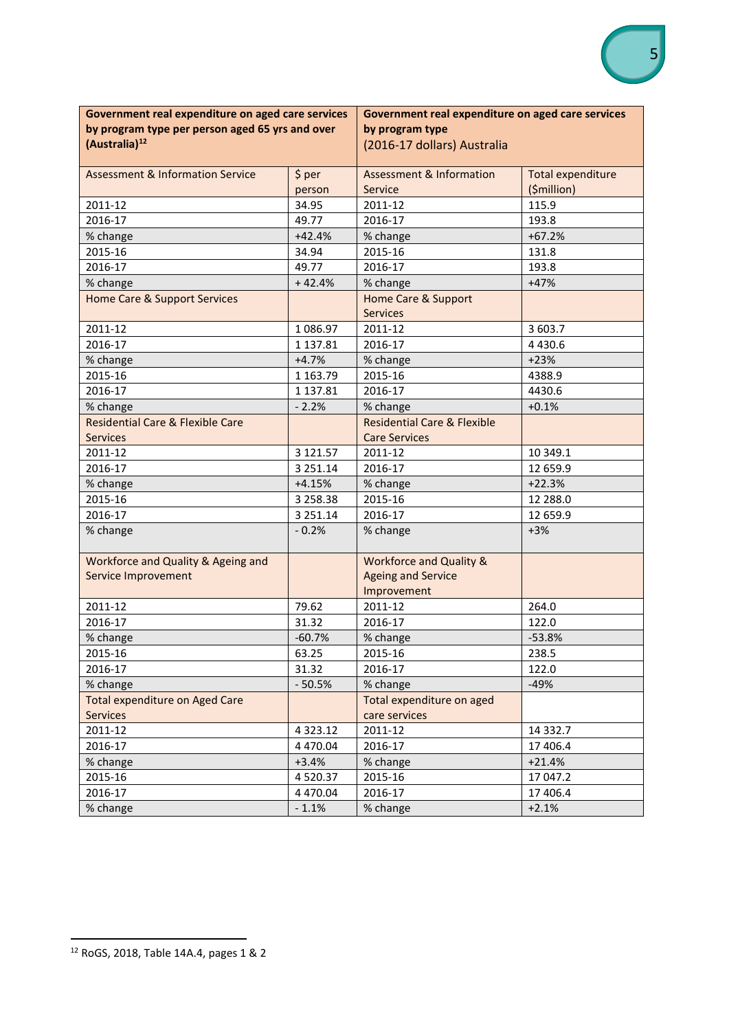| **Government real expenditure on aged care services by program type per person aged 65 yrs and over (Australia)[12]** | | **Government real expenditure on aged care services by program type** (2016-17 dollars) Australia | |
|---|---|---|---|
| Assessment & Information Service | $ per person | Assessment & Information Service | Total expenditure ($million) |
| 2011-12 | 34.95 | 2011-12 | 115.9 |
| 2016-17 | 49.77 | 2016-17 | 193.8 |
| % change | +42.4% | % change | +67.2% |
| 2015-16 | 34.94 | 2015-16 | 131.8 |
| 2016-17 | 49.77 | 2016-17 | 193.8 |
| % change | + 42.4% | % change | +47% |
| Home Care & Support Services | | Home Care & Support Services | |
| 2011-12 | 1 086.97 | 2011-12 | 3 603.7 |
| 2016-17 | 1 137.81 | 2016-17 | 4 430.6 |
| % change | +4.7% | % change | +23% |
| 2015-16 | 1 163.79 | 2015-16 | 4388.9 |
| 2016-17 | 1 137.81 | 2016-17 | 4430.6 |
| % change | - 2.2% | % change | +0.1% |
| Residential Care & Flexible Care Services | | Residential Care & Flexible Care Services | |
| 2011-12 | 3 121.57 | 2011-12 | 10 349.1 |
| 2016-17 | 3 251.14 | 2016-17 | 12 659.9 |
| % change | +4.15% | % change | +22.3% |
| 2015-16 | 3 258.38 | 2015-16 | 12 288.0 |
| 2016-17 | 3 251.14 | 2016-17 | 12 659.9 |
| % change | - 0.2% | % change | +3% |
| Workforce and Quality & Ageing and Service Improvement | | Workforce and Quality & Ageing and Service Improvement | |
| 2011-12 | 79.62 | 2011-12 | 264.0 |
| 2016-17 | 31.32 | 2016-17 | 122.0 |
| % change | -60.7% | % change | -53.8% |
| 2015-16 | 63.25 | 2015-16 | 238.5 |
| 2016-17 | 31.32 | 2016-17 | 122.0 |
| % change | - 50.5% | % change | -49% |
| Total expenditure on Aged Care Services | | Total expenditure on aged care services | |
| 2011-12 | 4 323.12 | 2011-12 | 14 332.7 |
| 2016-17 | 4 470.04 | 2016-17 | 17 406.4 |
| % change | +3.4% | % change | +21.4% |
| 2015-16 | 4 520.37 | 2015-16 | 17 047.2 |
| 2016-17 | 4 470.04 | 2016-17 | 17 406.4 |
| % change | - 1.1% | % change | +2.1% |

[12] RoGS, 2018, Table 14A.4, pages 1 & 2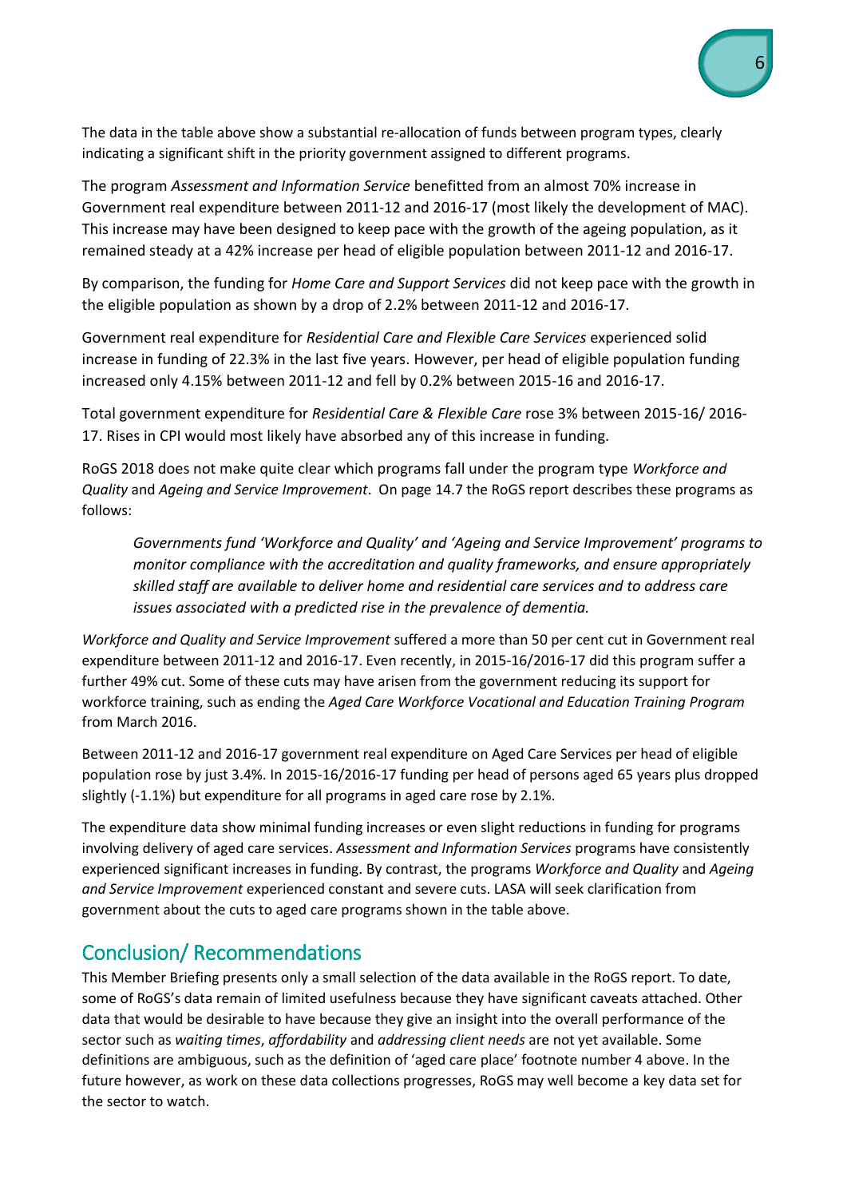The data in the table above show a substantial re-allocation of funds between program types, clearly indicating a significant shift in the priority government assigned to different programs.

The program *Assessment and Information Service* benefitted from an almost 70% increase in Government real expenditure between 2011-12 and 2016-17 (most likely the development of MAC). This increase may have been designed to keep pace with the growth of the ageing population, as it remained steady at a 42% increase per head of eligible population between 2011-12 and 2016-17.

By comparison, the funding for *Home Care and Support Services* did not keep pace with the growth in the eligible population as shown by a drop of 2.2% between 2011-12 and 2016-17.

Government real expenditure for *Residential Care and Flexible Care Services* experienced solid increase in funding of 22.3% in the last five years. However, per head of eligible population funding increased only 4.15% between 2011-12 and fell by 0.2% between 2015-16 and 2016-17.

Total government expenditure for *Residential Care & Flexible Care* rose 3% between 2015-16/ 2016-17. Rises in CPI would most likely have absorbed any of this increase in funding.

RoGS 2018 does not make quite clear which programs fall under the program type *Workforce and Quality* and *Ageing and Service Improvement*. On page 14.7 the RoGS report describes these programs as follows:

> *Governments fund 'Workforce and Quality' and 'Ageing and Service Improvement' programs to monitor compliance with the accreditation and quality frameworks, and ensure appropriately skilled staff are available to deliver home and residential care services and to address care issues associated with a predicted rise in the prevalence of dementia.*

*Workforce and Quality and Service Improvement* suffered a more than 50 per cent cut in Government real expenditure between 2011-12 and 2016-17. Even recently, in 2015-16/2016-17 did this program suffer a further 49% cut. Some of these cuts may have arisen from the government reducing its support for workforce training, such as ending the *Aged Care Workforce Vocational and Education Training Program* from March 2016.

Between 2011-12 and 2016-17 government real expenditure on Aged Care Services per head of eligible population rose by just 3.4%. In 2015-16/2016-17 funding per head of persons aged 65 years plus dropped slightly (-1.1%) but expenditure for all programs in aged care rose by 2.1%.

The expenditure data show minimal funding increases or even slight reductions in funding for programs involving delivery of aged care services. *Assessment and Information Services* programs have consistently experienced significant increases in funding. By contrast, the programs *Workforce and Quality* and *Ageing and Service Improvement* experienced constant and severe cuts. LASA will seek clarification from government about the cuts to aged care programs shown in the table above.

## Conclusion/ Recommendations

This Member Briefing presents only a small selection of the data available in the RoGS report. To date, some of RoGS's data remain of limited usefulness because they have significant caveats attached. Other data that would be desirable to have because they give an insight into the overall performance of the sector such as *waiting times*, *affordability* and *addressing client needs* are not yet available. Some definitions are ambiguous, such as the definition of 'aged care place' footnote number 4 above. In the future however, as work on these data collections progresses, RoGS may well become a key data set for the sector to watch.